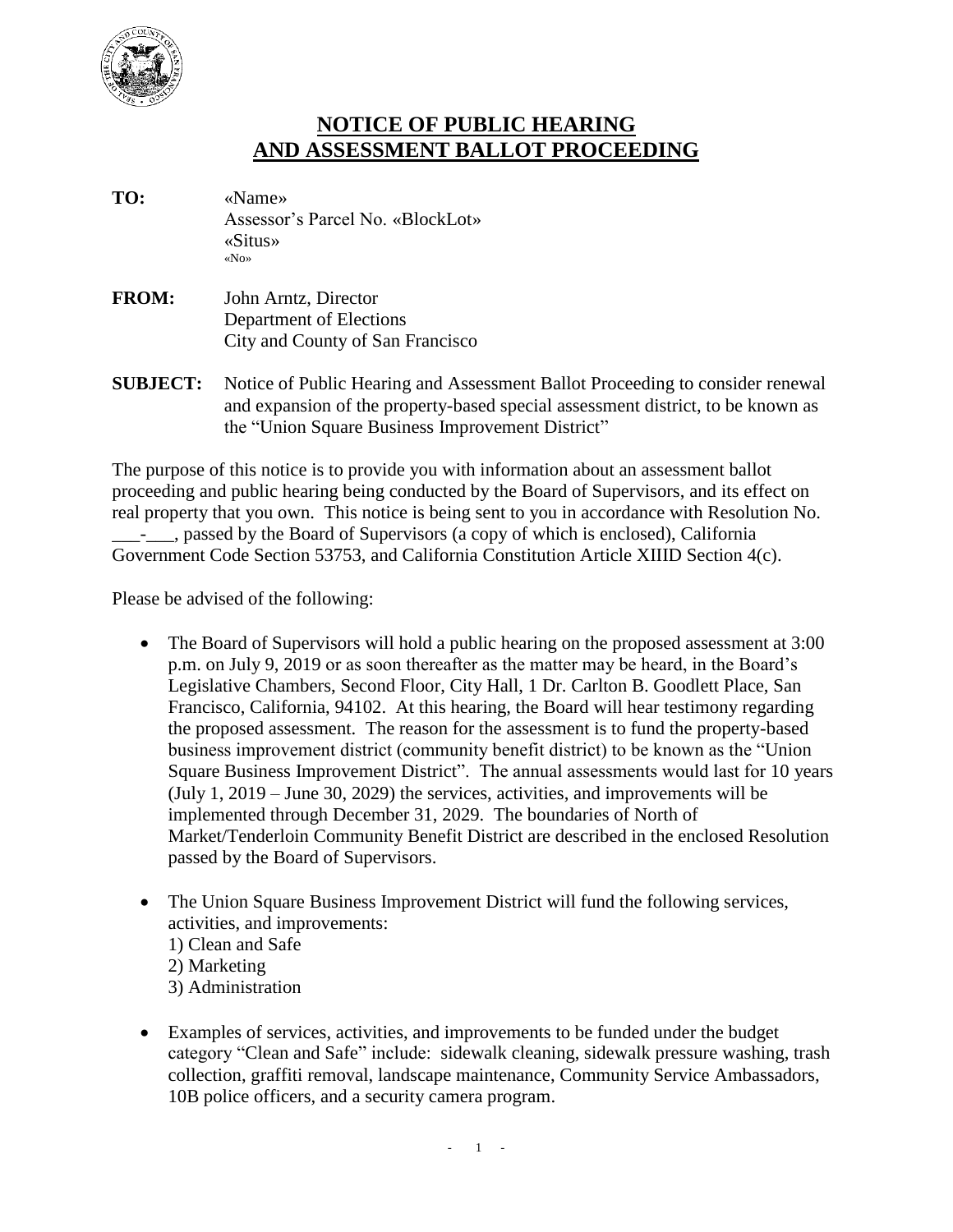# NOTICE OF PUBLIC HEARING AND ASSESSMENT BALLOT PROCEEDING

**TO:** «Name»
Assessor's Parcel No. «BlockLot»
«Situs»
«No»

**FROM:** John Arntz, Director
Department of Elections
City and County of San Francisco

**SUBJECT:** Notice of Public Hearing and Assessment Ballot Proceeding to consider renewal and expansion of the property-based special assessment district, to be known as the "Union Square Business Improvement District"

The purpose of this notice is to provide you with information about an assessment ballot proceeding and public hearing being conducted by the Board of Supervisors, and its effect on real property that you own. This notice is being sent to you in accordance with Resolution No. ___-___, passed by the Board of Supervisors (a copy of which is enclosed), California Government Code Section 53753, and California Constitution Article XIIID Section 4(c).

Please be advised of the following:

- The Board of Supervisors will hold a public hearing on the proposed assessment at 3:00 p.m. on July 9, 2019 or as soon thereafter as the matter may be heard, in the Board's Legislative Chambers, Second Floor, City Hall, 1 Dr. Carlton B. Goodlett Place, San Francisco, California, 94102. At this hearing, the Board will hear testimony regarding the proposed assessment. The reason for the assessment is to fund the property-based business improvement district (community benefit district) to be known as the "Union Square Business Improvement District". The annual assessments would last for 10 years (July 1, 2019 – June 30, 2029) the services, activities, and improvements will be implemented through December 31, 2029. The boundaries of North of Market/Tenderloin Community Benefit District are described in the enclosed Resolution passed by the Board of Supervisors.

- The Union Square Business Improvement District will fund the following services, activities, and improvements:
  1) Clean and Safe
  2) Marketing
  3) Administration

- Examples of services, activities, and improvements to be funded under the budget category "Clean and Safe" include: sidewalk cleaning, sidewalk pressure washing, trash collection, graffiti removal, landscape maintenance, Community Service Ambassadors, 10B police officers, and a security camera program.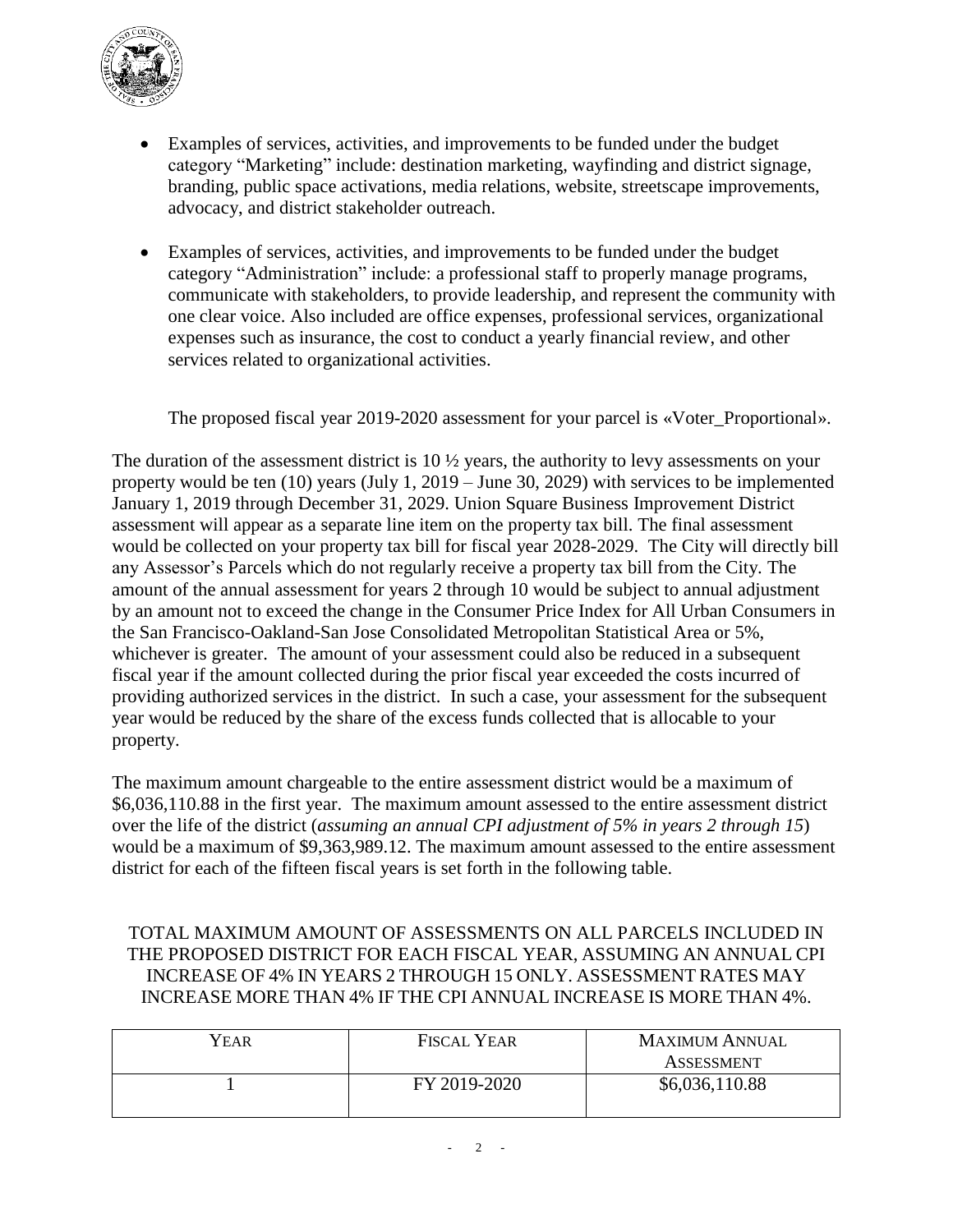- Examples of services, activities, and improvements to be funded under the budget category "Marketing" include: destination marketing, wayfinding and district signage, branding, public space activations, media relations, website, streetscape improvements, advocacy, and district stakeholder outreach.

- Examples of services, activities, and improvements to be funded under the budget category "Administration" include: a professional staff to properly manage programs, communicate with stakeholders, to provide leadership, and represent the community with one clear voice. Also included are office expenses, professional services, organizational expenses such as insurance, the cost to conduct a yearly financial review, and other services related to organizational activities.

The proposed fiscal year 2019-2020 assessment for your parcel is «Voter_Proportional».

The duration of the assessment district is 10 ½ years, the authority to levy assessments on your property would be ten (10) years (July 1, 2019 – June 30, 2029) with services to be implemented January 1, 2019 through December 31, 2029. Union Square Business Improvement District assessment will appear as a separate line item on the property tax bill. The final assessment would be collected on your property tax bill for fiscal year 2028-2029. The City will directly bill any Assessor's Parcels which do not regularly receive a property tax bill from the City. The amount of the annual assessment for years 2 through 10 would be subject to annual adjustment by an amount not to exceed the change in the Consumer Price Index for All Urban Consumers in the San Francisco-Oakland-San Jose Consolidated Metropolitan Statistical Area or 5%, whichever is greater. The amount of your assessment could also be reduced in a subsequent fiscal year if the amount collected during the prior fiscal year exceeded the costs incurred of providing authorized services in the district. In such a case, your assessment for the subsequent year would be reduced by the share of the excess funds collected that is allocable to your property.

The maximum amount chargeable to the entire assessment district would be a maximum of $6,036,110.88 in the first year. The maximum amount assessed to the entire assessment district over the life of the district (*assuming an annual CPI adjustment of 5% in years 2 through 15*) would be a maximum of $9,363,989.12. The maximum amount assessed to the entire assessment district for each of the fifteen fiscal years is set forth in the following table.

TOTAL MAXIMUM AMOUNT OF ASSESSMENTS ON ALL PARCELS INCLUDED IN THE PROPOSED DISTRICT FOR EACH FISCAL YEAR, ASSUMING AN ANNUAL CPI INCREASE OF 4% IN YEARS 2 THROUGH 15 ONLY. ASSESSMENT RATES MAY INCREASE MORE THAN 4% IF THE CPI ANNUAL INCREASE IS MORE THAN 4%.

| YEAR | FISCAL YEAR | MAXIMUM ANNUAL ASSESSMENT |
| --- | --- | --- |
| 1 | FY 2019-2020 | $6,036,110.88 |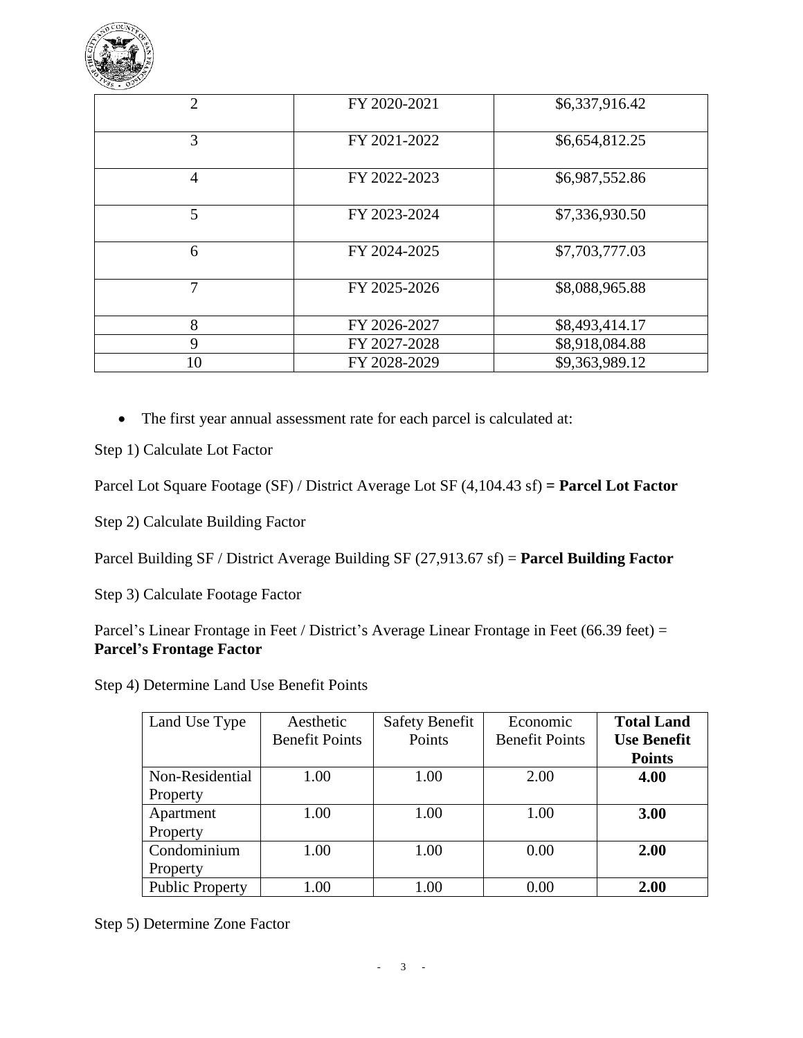| 2 | FY 2020-2021 | $6,337,916.42 |
|---|---|---|
| 3 | FY 2021-2022 | $6,654,812.25 |
| 4 | FY 2022-2023 | $6,987,552.86 |
| 5 | FY 2023-2024 | $7,336,930.50 |
| 6 | FY 2024-2025 | $7,703,777.03 |
| 7 | FY 2025-2026 | $8,088,965.88 |
| 8 | FY 2026-2027 | $8,493,414.17 |
| 9 | FY 2027-2028 | $8,918,084.88 |
| 10 | FY 2028-2029 | $9,363,989.12 |

- The first year annual assessment rate for each parcel is calculated at:

Step 1) Calculate Lot Factor

Parcel Lot Square Footage (SF) / District Average Lot SF (4,104.43 sf) **= Parcel Lot Factor**

Step 2) Calculate Building Factor

Parcel Building SF / District Average Building SF (27,913.67 sf) = **Parcel Building Factor**

Step 3) Calculate Footage Factor

Parcel's Linear Frontage in Feet / District's Average Linear Frontage in Feet (66.39 feet) = **Parcel's Frontage Factor**

Step 4) Determine Land Use Benefit Points

| Land Use Type | Aesthetic Benefit Points | Safety Benefit Points | Economic Benefit Points | **Total Land Use Benefit Points** |
|---|---|---|---|---|
| Non-Residential Property | 1.00 | 1.00 | 2.00 | **4.00** |
| Apartment Property | 1.00 | 1.00 | 1.00 | **3.00** |
| Condominium Property | 1.00 | 1.00 | 0.00 | **2.00** |
| Public Property | 1.00 | 1.00 | 0.00 | **2.00** |

Step 5) Determine Zone Factor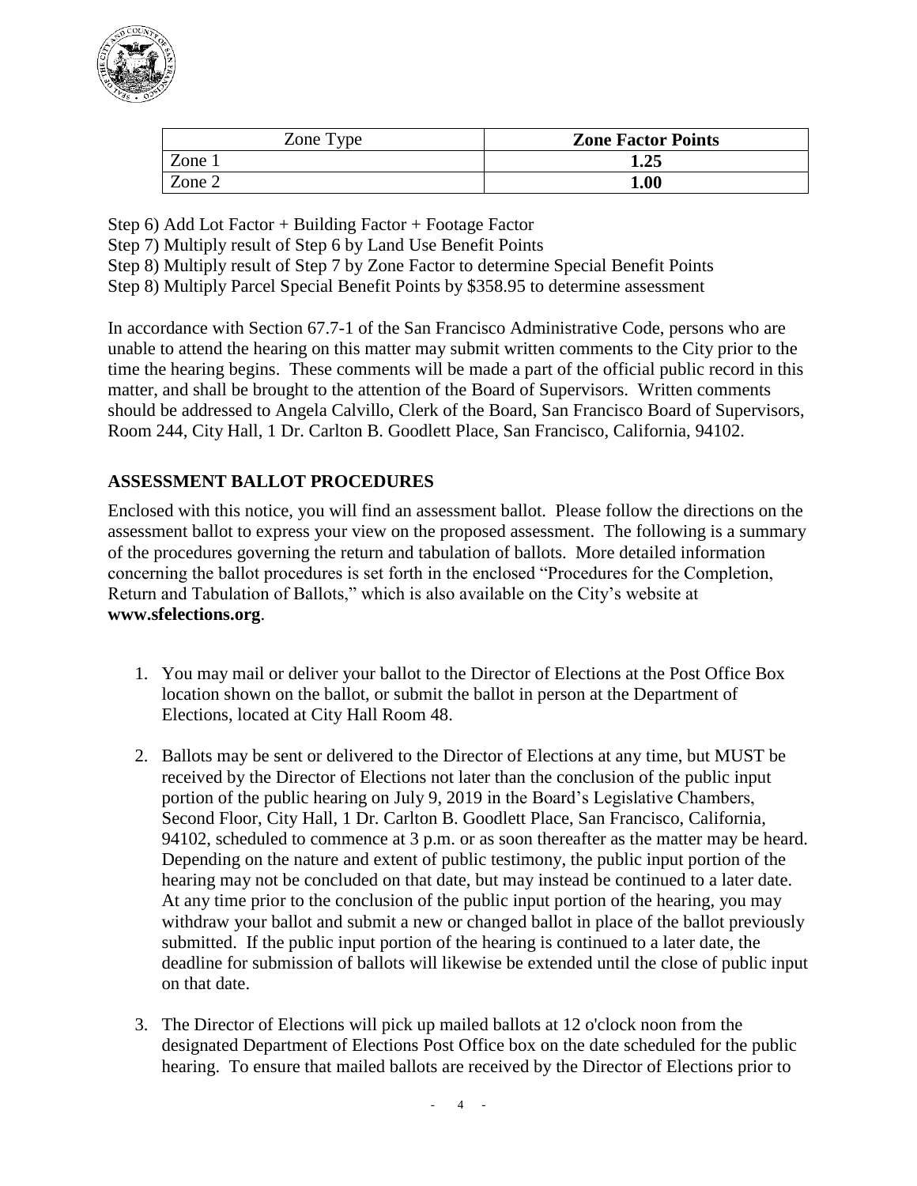| Zone Type | **Zone Factor Points** |
|---|---|
| Zone 1 | **1.25** |
| Zone 2 | **1.00** |

Step 6) Add Lot Factor + Building Factor + Footage Factor
Step 7) Multiply result of Step 6 by Land Use Benefit Points
Step 8) Multiply result of Step 7 by Zone Factor to determine Special Benefit Points
Step 8) Multiply Parcel Special Benefit Points by $358.95 to determine assessment

In accordance with Section 67.7-1 of the San Francisco Administrative Code, persons who are unable to attend the hearing on this matter may submit written comments to the City prior to the time the hearing begins. These comments will be made a part of the official public record in this matter, and shall be brought to the attention of the Board of Supervisors. Written comments should be addressed to Angela Calvillo, Clerk of the Board, San Francisco Board of Supervisors, Room 244, City Hall, 1 Dr. Carlton B. Goodlett Place, San Francisco, California, 94102.

## ASSESSMENT BALLOT PROCEDURES

Enclosed with this notice, you will find an assessment ballot. Please follow the directions on the assessment ballot to express your view on the proposed assessment. The following is a summary of the procedures governing the return and tabulation of ballots. More detailed information concerning the ballot procedures is set forth in the enclosed "Procedures for the Completion, Return and Tabulation of Ballots," which is also available on the City's website at **www.sfelections.org**.

1. You may mail or deliver your ballot to the Director of Elections at the Post Office Box location shown on the ballot, or submit the ballot in person at the Department of Elections, located at City Hall Room 48.

2. Ballots may be sent or delivered to the Director of Elections at any time, but MUST be received by the Director of Elections not later than the conclusion of the public input portion of the public hearing on July 9, 2019 in the Board's Legislative Chambers, Second Floor, City Hall, 1 Dr. Carlton B. Goodlett Place, San Francisco, California, 94102, scheduled to commence at 3 p.m. or as soon thereafter as the matter may be heard. Depending on the nature and extent of public testimony, the public input portion of the hearing may not be concluded on that date, but may instead be continued to a later date. At any time prior to the conclusion of the public input portion of the hearing, you may withdraw your ballot and submit a new or changed ballot in place of the ballot previously submitted. If the public input portion of the hearing is continued to a later date, the deadline for submission of ballots will likewise be extended until the close of public input on that date.

3. The Director of Elections will pick up mailed ballots at 12 o'clock noon from the designated Department of Elections Post Office box on the date scheduled for the public hearing. To ensure that mailed ballots are received by the Director of Elections prior to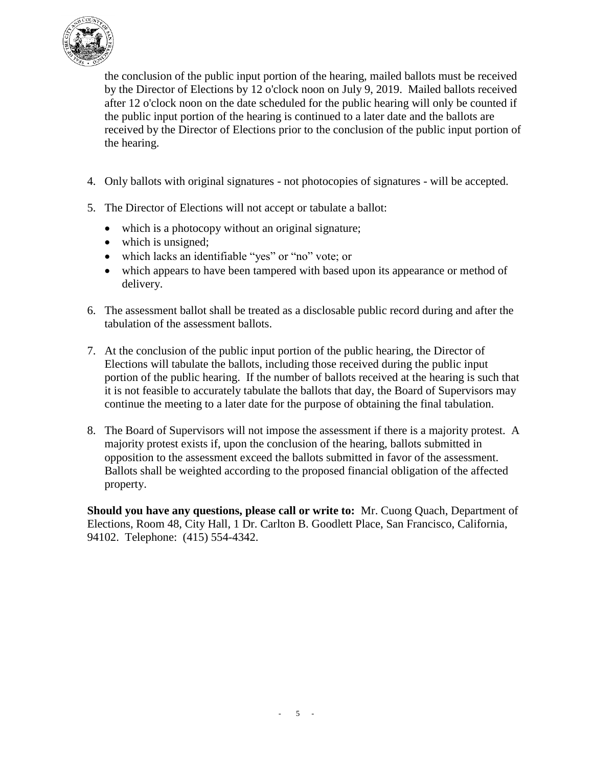the conclusion of the public input portion of the hearing, mailed ballots must be received by the Director of Elections by 12 o'clock noon on July 9, 2019. Mailed ballots received after 12 o'clock noon on the date scheduled for the public hearing will only be counted if the public input portion of the hearing is continued to a later date and the ballots are received by the Director of Elections prior to the conclusion of the public input portion of the hearing.

4. Only ballots with original signatures - not photocopies of signatures - will be accepted.

5. The Director of Elections will not accept or tabulate a ballot:
   - which is a photocopy without an original signature;
   - which is unsigned;
   - which lacks an identifiable "yes" or "no" vote; or
   - which appears to have been tampered with based upon its appearance or method of delivery.

6. The assessment ballot shall be treated as a disclosable public record during and after the tabulation of the assessment ballots.

7. At the conclusion of the public input portion of the public hearing, the Director of Elections will tabulate the ballots, including those received during the public input portion of the public hearing. If the number of ballots received at the hearing is such that it is not feasible to accurately tabulate the ballots that day, the Board of Supervisors may continue the meeting to a later date for the purpose of obtaining the final tabulation.

8. The Board of Supervisors will not impose the assessment if there is a majority protest. A majority protest exists if, upon the conclusion of the hearing, ballots submitted in opposition to the assessment exceed the ballots submitted in favor of the assessment. Ballots shall be weighted according to the proposed financial obligation of the affected property.

**Should you have any questions, please call or write to:** Mr. Cuong Quach, Department of Elections, Room 48, City Hall, 1 Dr. Carlton B. Goodlett Place, San Francisco, California, 94102. Telephone: (415) 554-4342.